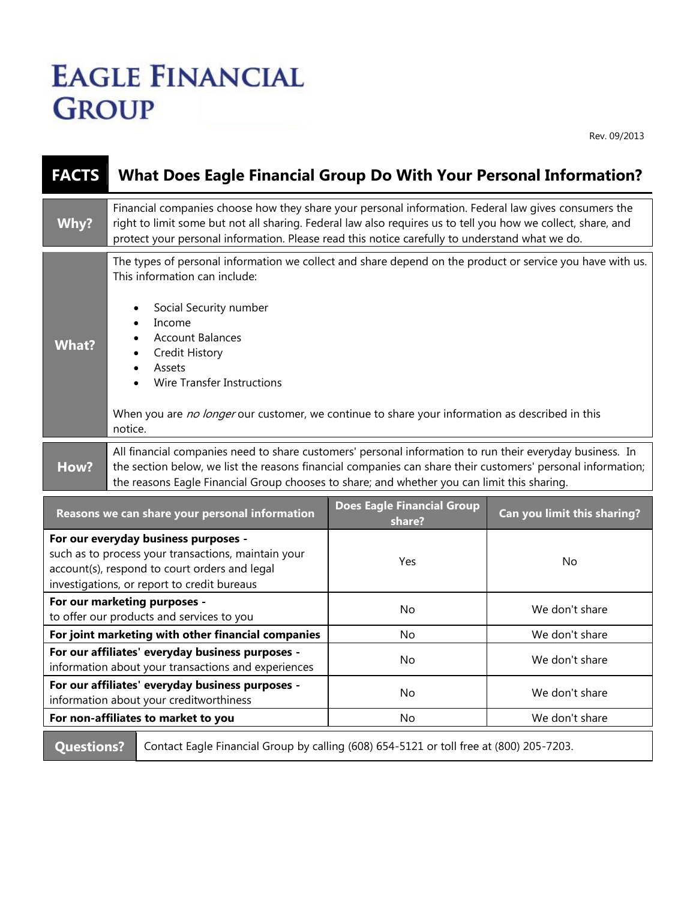# EAGLE FINANCIAL GROUP

Rev. 09/2013

## FACTS — What Does Eagle Financial Group Do With Your Personal Information?

**Why?**

Financial companies choose how they share your personal information. Federal law gives consumers the right to limit some but not all sharing. Federal law also requires us to tell you how we collect, share, and protect your personal information. Please read this notice carefully to understand what we do.

**What?**

The types of personal information we collect and share depend on the product or service you have with us. This information can include:

- Social Security number
- Income
- Account Balances
- Credit History
- Assets
- Wire Transfer Instructions

When you are *no longer* our customer, we continue to share your information as described in this notice.

**How?**

All financial companies need to share customers' personal information to run their everyday business. In the section below, we list the reasons financial companies can share their customers' personal information; the reasons Eagle Financial Group chooses to share; and whether you can limit this sharing.

| Reasons we can share your personal information | Does Eagle Financial Group share? | Can you limit this sharing? |
|---|---|---|
| **For our everyday business purposes -** such as to process your transactions, maintain your account(s), respond to court orders and legal investigations, or report to credit bureaus | Yes | No |
| **For our marketing purposes -** to offer our products and services to you | No | We don't share |
| **For joint marketing with other financial companies** | No | We don't share |
| **For our affiliates' everyday business purposes -** information about your transactions and experiences | No | We don't share |
| **For our affiliates' everyday business purposes -** information about your creditworthiness | No | We don't share |
| **For non-affiliates to market to you** | No | We don't share |

**Questions?** Contact Eagle Financial Group by calling (608) 654-5121 or toll free at (800) 205-7203.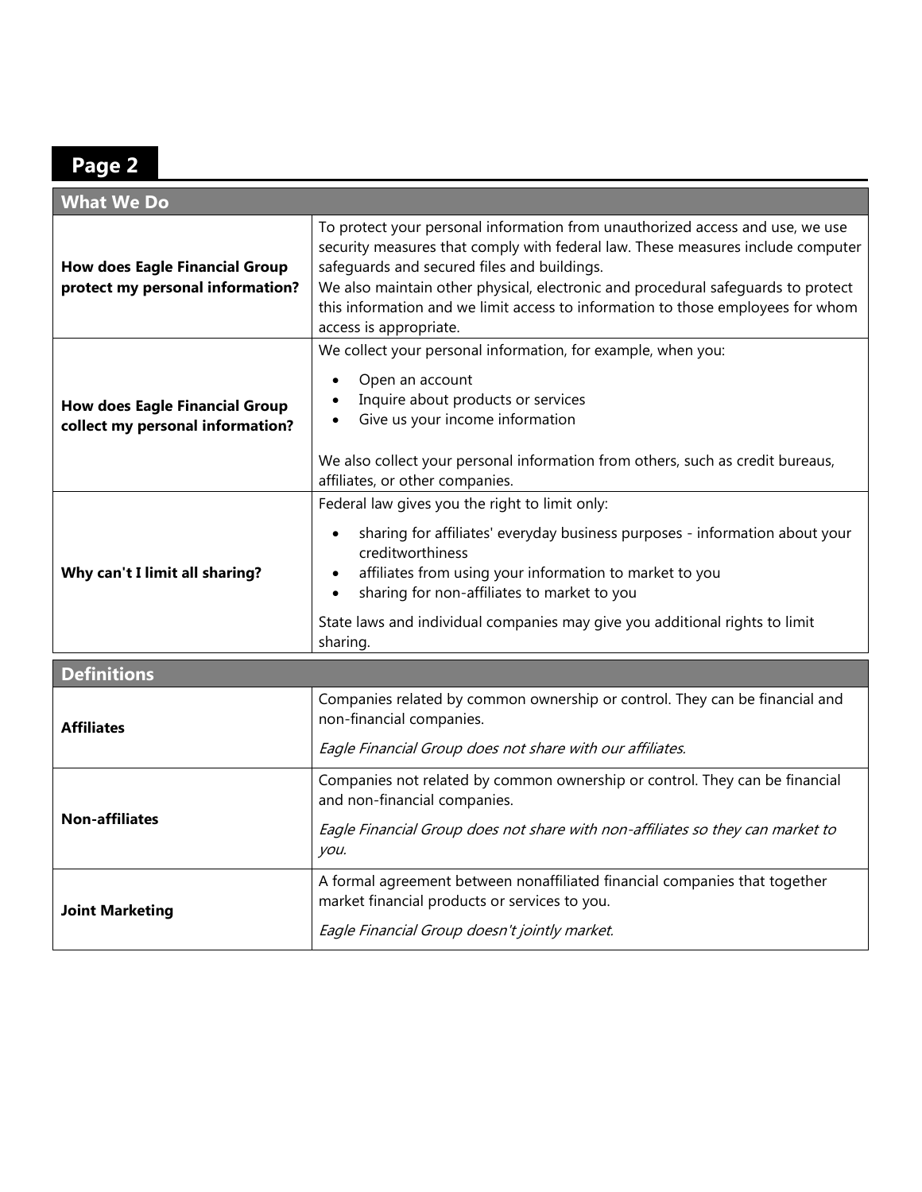## Page 2

| What We Do | |
|---|---|
| **How does Eagle Financial Group protect my personal information?** | To protect your personal information from unauthorized access and use, we use security measures that comply with federal law. These measures include computer safeguards and secured files and buildings.<br>We also maintain other physical, electronic and procedural safeguards to protect this information and we limit access to information to those employees for whom access is appropriate. |
| **How does Eagle Financial Group collect my personal information?** | We collect your personal information, for example, when you:<br>• Open an account<br>• Inquire about products or services<br>• Give us your income information<br><br>We also collect your personal information from others, such as credit bureaus, affiliates, or other companies. |
| **Why can't I limit all sharing?** | Federal law gives you the right to limit only:<br>• sharing for affiliates' everyday business purposes - information about your creditworthiness<br>• affiliates from using your information to market to you<br>• sharing for non-affiliates to market to you<br><br>State laws and individual companies may give you additional rights to limit sharing. |

| Definitions | |
|---|---|
| **Affiliates** | Companies related by common ownership or control. They can be financial and non-financial companies.<br><br>*Eagle Financial Group does not share with our affiliates.* |
| **Non-affiliates** | Companies not related by common ownership or control. They can be financial and non-financial companies.<br><br>*Eagle Financial Group does not share with non-affiliates so they can market to you.* |
| **Joint Marketing** | A formal agreement between nonaffiliated financial companies that together market financial products or services to you.<br><br>*Eagle Financial Group doesn't jointly market.* |